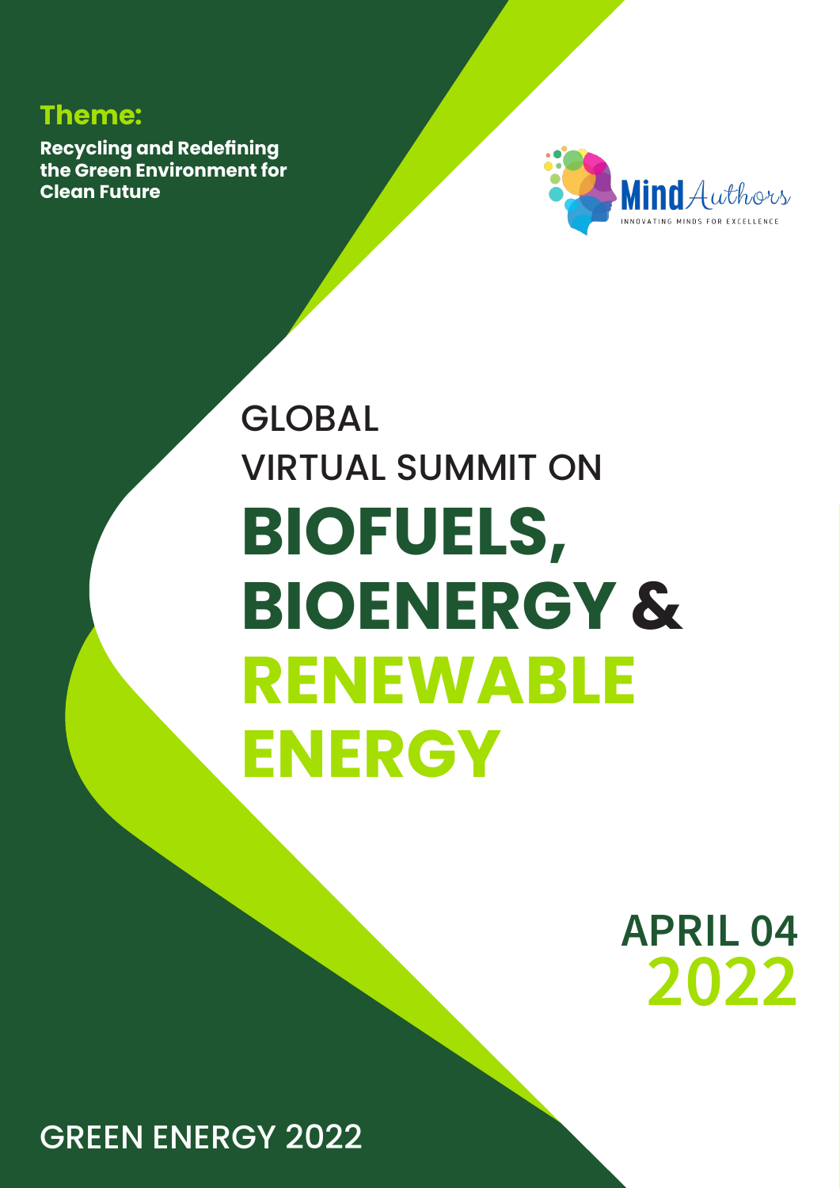**Theme:**

**Recycling and Redefining the Green Environment for Clean Future**

MindAuthors

INNOVATING MINDS FOR EXCELLENCE

# GLOBAL VIRTUAL SUMMIT ON BIOFUELS, BIOENERGY & RENEWABLE ENERGY

**APRIL 04 2022**

GREEN ENERGY 2022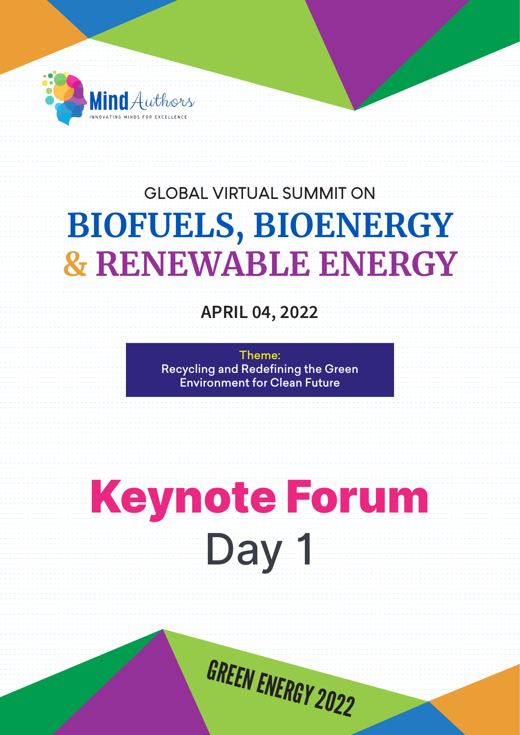Mind Authors

INNOVATING MINDS FOR EXCELLENCE

GLOBAL VIRTUAL SUMMIT ON

# BIOFUELS, BIOENERGY & RENEWABLE ENERGY

**APRIL 04, 2022**

Theme:
Recycling and Redefining the Green Environment for Clean Future

# Keynote Forum

## Day 1

GREEN ENERGY 2022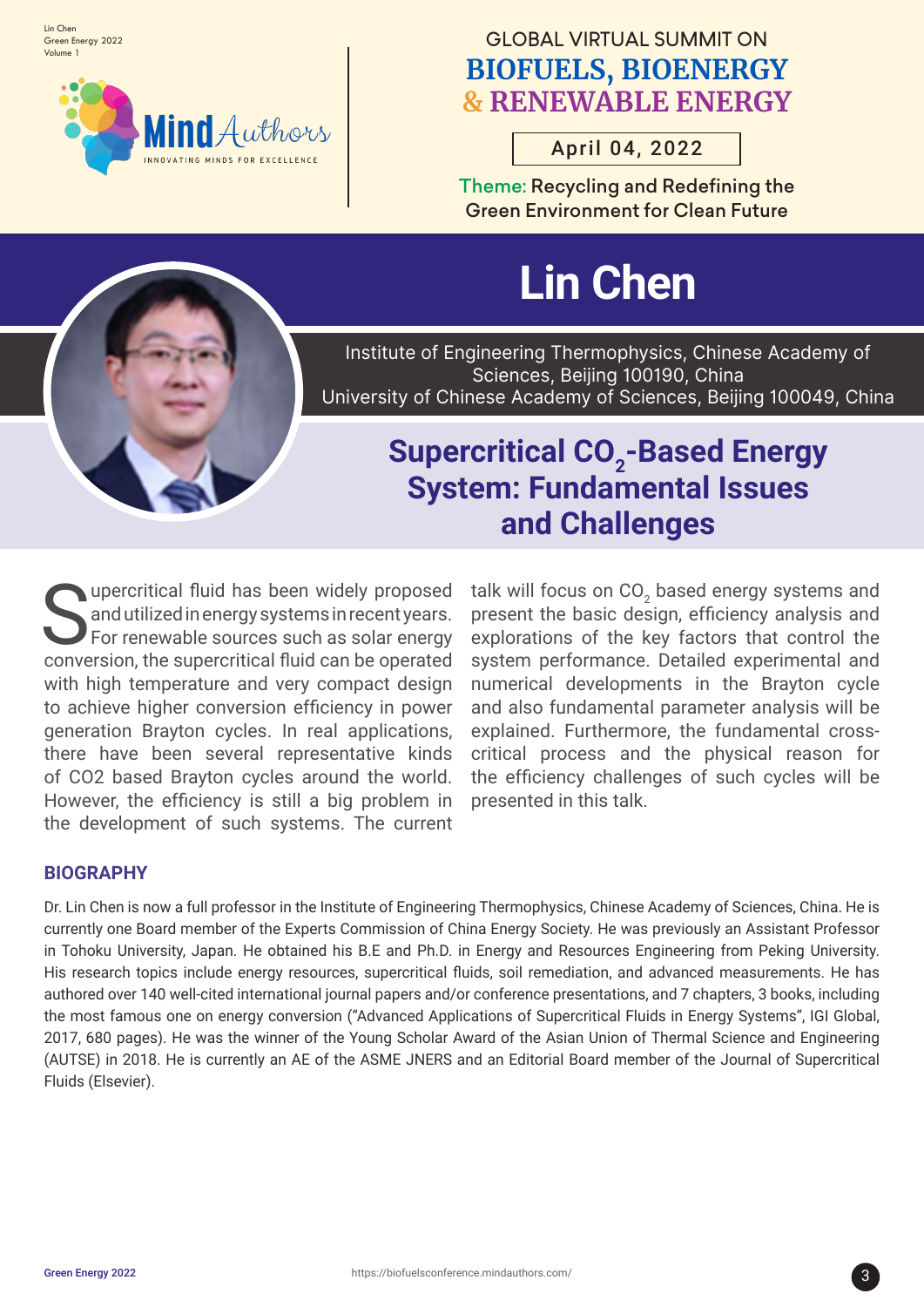# Lin Chen

Institute of Engineering Thermophysics, Chinese Academy of Sciences, Beijing 100190, China
University of Chinese Academy of Sciences, Beijing 100049, China

## Supercritical $CO_2$-Based Energy System: Fundamental Issues and Challenges

Supercritical fluid has been widely proposed and utilized in energy systems in recent years. For renewable sources such as solar energy conversion, the supercritical fluid can be operated with high temperature and very compact design to achieve higher conversion efficiency in power generation Brayton cycles. In real applications, there have been several representative kinds of CO2 based Brayton cycles around the world. However, the efficiency is still a big problem in the development of such systems. The current talk will focus on $CO_2$ based energy systems and present the basic design, efficiency analysis and explorations of the key factors that control the system performance. Detailed experimental and numerical developments in the Brayton cycle and also fundamental parameter analysis will be explained. Furthermore, the fundamental cross-critical process and the physical reason for the efficiency challenges of such cycles will be presented in this talk.

### BIOGRAPHY

Dr. Lin Chen is now a full professor in the Institute of Engineering Thermophysics, Chinese Academy of Sciences, China. He is currently one Board member of the Experts Commission of China Energy Society. He was previously an Assistant Professor in Tohoku University, Japan. He obtained his B.E and Ph.D. in Energy and Resources Engineering from Peking University. His research topics include energy resources, supercritical fluids, soil remediation, and advanced measurements. He has authored over 140 well-cited international journal papers and/or conference presentations, and 7 chapters, 3 books, including the most famous one on energy conversion ("Advanced Applications of Supercritical Fluids in Energy Systems", IGI Global, 2017, 680 pages). He was the winner of the Young Scholar Award of the Asian Union of Thermal Science and Engineering (AUTSE) in 2018. He is currently an AE of the ASME JNERS and an Editorial Board member of the Journal of Supercritical Fluids (Elsevier).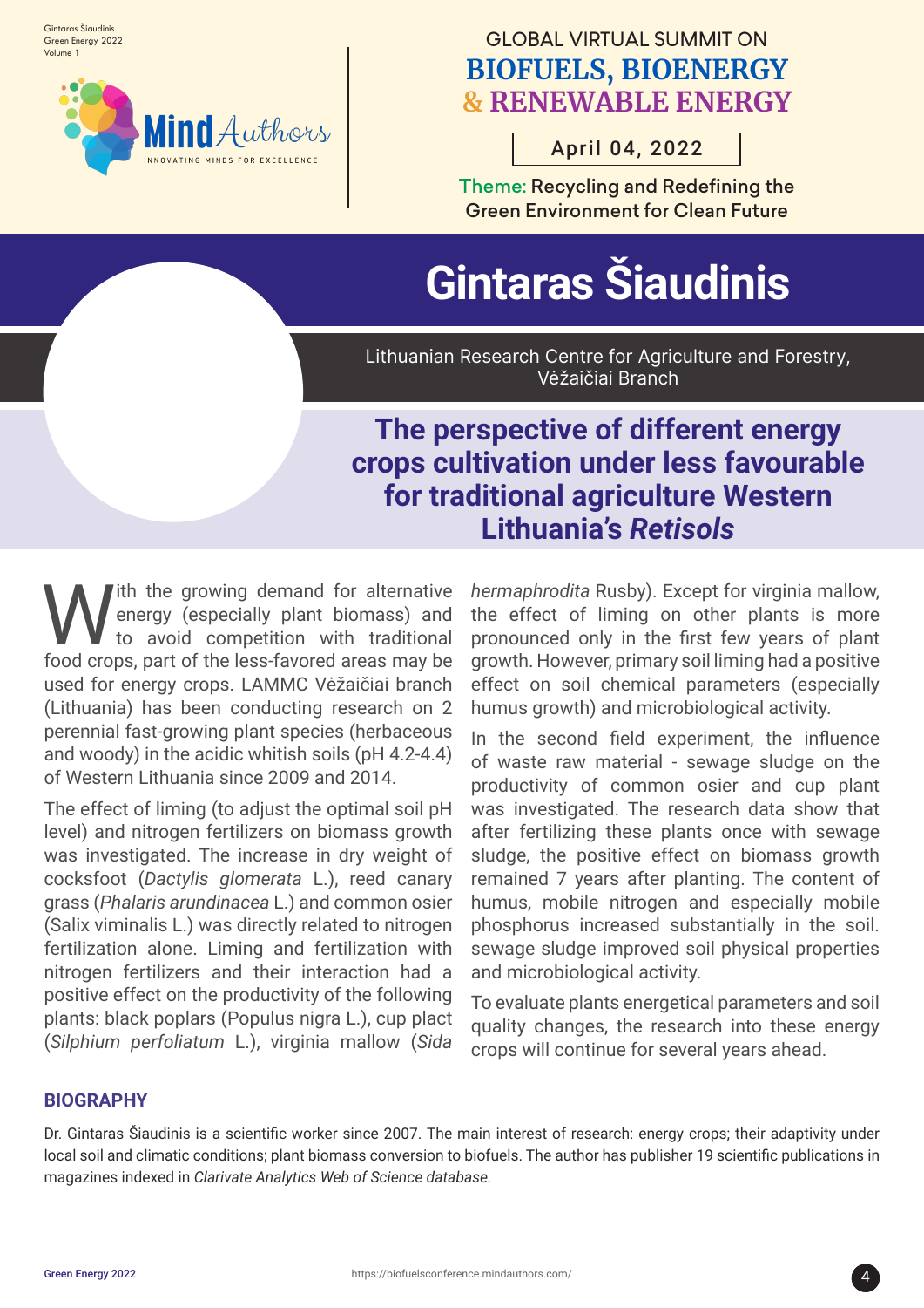# Gintaras Šiaudinis

Lithuanian Research Centre for Agriculture and Forestry, Vėžaičiai Branch

## The perspective of different energy crops cultivation under less favourable for traditional agriculture Western Lithuania's *Retisols*

With the growing demand for alternative energy (especially plant biomass) and to avoid competition with traditional food crops, part of the less-favored areas may be used for energy crops. LAMMC Vėžaičiai branch (Lithuania) has been conducting research on 2 perennial fast-growing plant species (herbaceous and woody) in the acidic whitish soils (pH 4.2-4.4) of Western Lithuania since 2009 and 2014.

The effect of liming (to adjust the optimal soil pH level) and nitrogen fertilizers on biomass growth was investigated. The increase in dry weight of cocksfoot (*Dactylis glomerata* L.), reed canary grass (*Phalaris arundinacea* L.) and common osier (Salix viminalis L.) was directly related to nitrogen fertilization alone. Liming and fertilization with nitrogen fertilizers and their interaction had a positive effect on the productivity of the following plants: black poplars (Populus nigra L.), cup plact (*Silphium perfoliatum* L.), virginia mallow (*Sida hermaphrodita* Rusby). Except for virginia mallow, the effect of liming on other plants is more pronounced only in the first few years of plant growth. However, primary soil liming had a positive effect on soil chemical parameters (especially humus growth) and microbiological activity.

In the second field experiment, the influence of waste raw material - sewage sludge on the productivity of common osier and cup plant was investigated. The research data show that after fertilizing these plants once with sewage sludge, the positive effect on biomass growth remained 7 years after planting. The content of humus, mobile nitrogen and especially mobile phosphorus increased substantially in the soil. sewage sludge improved soil physical properties and microbiological activity.

To evaluate plants energetical parameters and soil quality changes, the research into these energy crops will continue for several years ahead.

### BIOGRAPHY

Dr. Gintaras Šiaudinis is a scientific worker since 2007. The main interest of research: energy crops; their adaptivity under local soil and climatic conditions; plant biomass conversion to biofuels. The author has publisher 19 scientific publications in magazines indexed in *Clarivate Analytics Web of Science database.*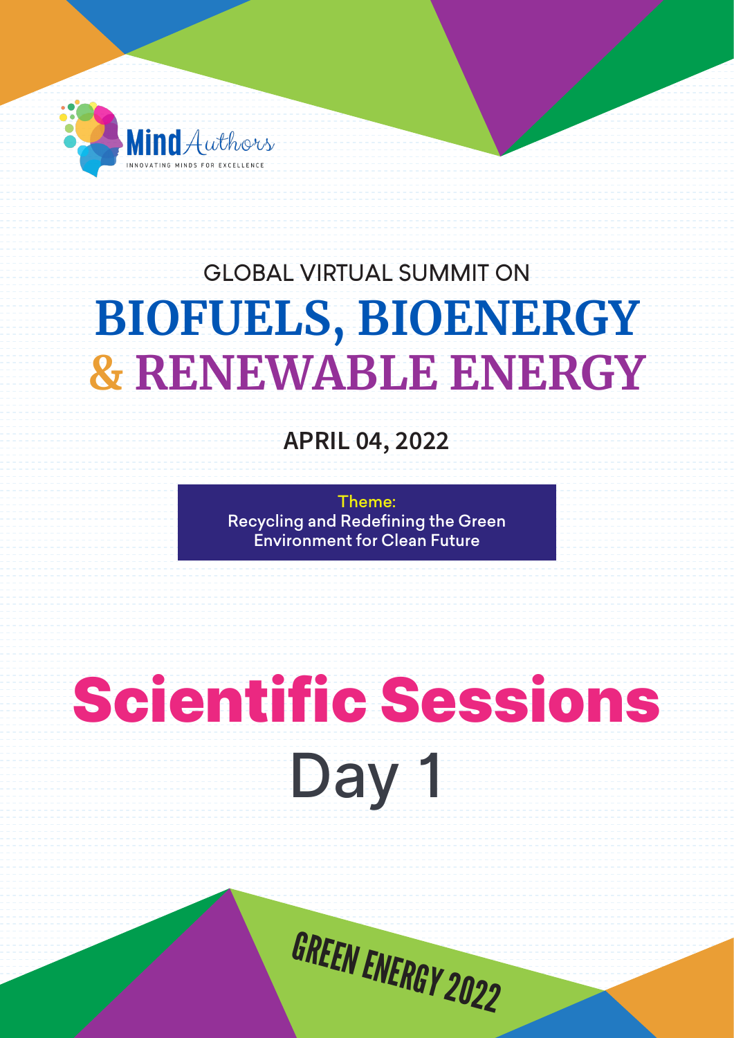MindAuthors

INNOVATING MINDS FOR EXCELLENCE

GLOBAL VIRTUAL SUMMIT ON

# BIOFUELS, BIOENERGY & RENEWABLE ENERGY

**APRIL 04, 2022**

Theme:
Recycling and Redefining the Green Environment for Clean Future

# Scientific Sessions

## Day 1

GREEN ENERGY 2022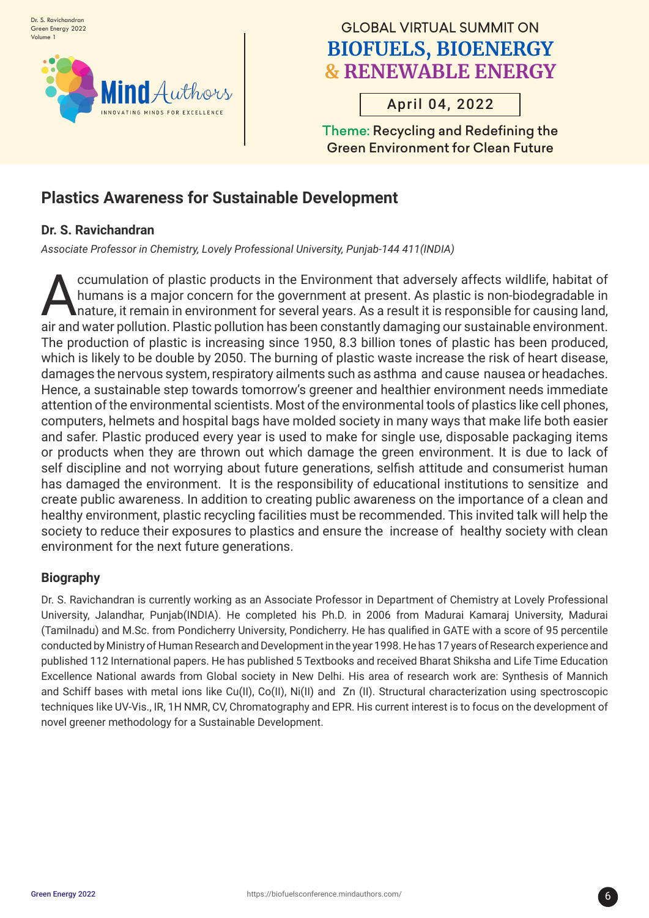## Plastics Awareness for Sustainable Development

**Dr. S. Ravichandran**

*Associate Professor in Chemistry, Lovely Professional University, Punjab-144 411(INDIA)*

Accumulation of plastic products in the Environment that adversely affects wildlife, habitat of humans is a major concern for the government at present. As plastic is non-biodegradable in nature, it remain in environment for several years. As a result it is responsible for causing land, air and water pollution. Plastic pollution has been constantly damaging our sustainable environment. The production of plastic is increasing since 1950, 8.3 billion tones of plastic has been produced, which is likely to be double by 2050. The burning of plastic waste increase the risk of heart disease, damages the nervous system, respiratory ailments such as asthma and cause nausea or headaches. Hence, a sustainable step towards tomorrow's greener and healthier environment needs immediate attention of the environmental scientists. Most of the environmental tools of plastics like cell phones, computers, helmets and hospital bags have molded society in many ways that make life both easier and safer. Plastic produced every year is used to make for single use, disposable packaging items or products when they are thrown out which damage the green environment. It is due to lack of self discipline and not worrying about future generations, selfish attitude and consumerist human has damaged the environment. It is the responsibility of educational institutions to sensitize and create public awareness. In addition to creating public awareness on the importance of a clean and healthy environment, plastic recycling facilities must be recommended. This invited talk will help the society to reduce their exposures to plastics and ensure the increase of healthy society with clean environment for the next future generations.

### Biography

Dr. S. Ravichandran is currently working as an Associate Professor in Department of Chemistry at Lovely Professional University, Jalandhar, Punjab(INDIA). He completed his Ph.D. in 2006 from Madurai Kamaraj University, Madurai (Tamilnadu) and M.Sc. from Pondicherry University, Pondicherry. He has qualified in GATE with a score of 95 percentile conducted by Ministry of Human Research and Development in the year 1998. He has 17 years of Research experience and published 112 International papers. He has published 5 Textbooks and received Bharat Shiksha and Life Time Education Excellence National awards from Global society in New Delhi. His area of research work are: Synthesis of Mannich and Schiff bases with metal ions like Cu(II), Co(II), Ni(II) and Zn (II). Structural characterization using spectroscopic techniques like UV-Vis., IR, 1H NMR, CV, Chromatography and EPR. His current interest is to focus on the development of novel greener methodology for a Sustainable Development.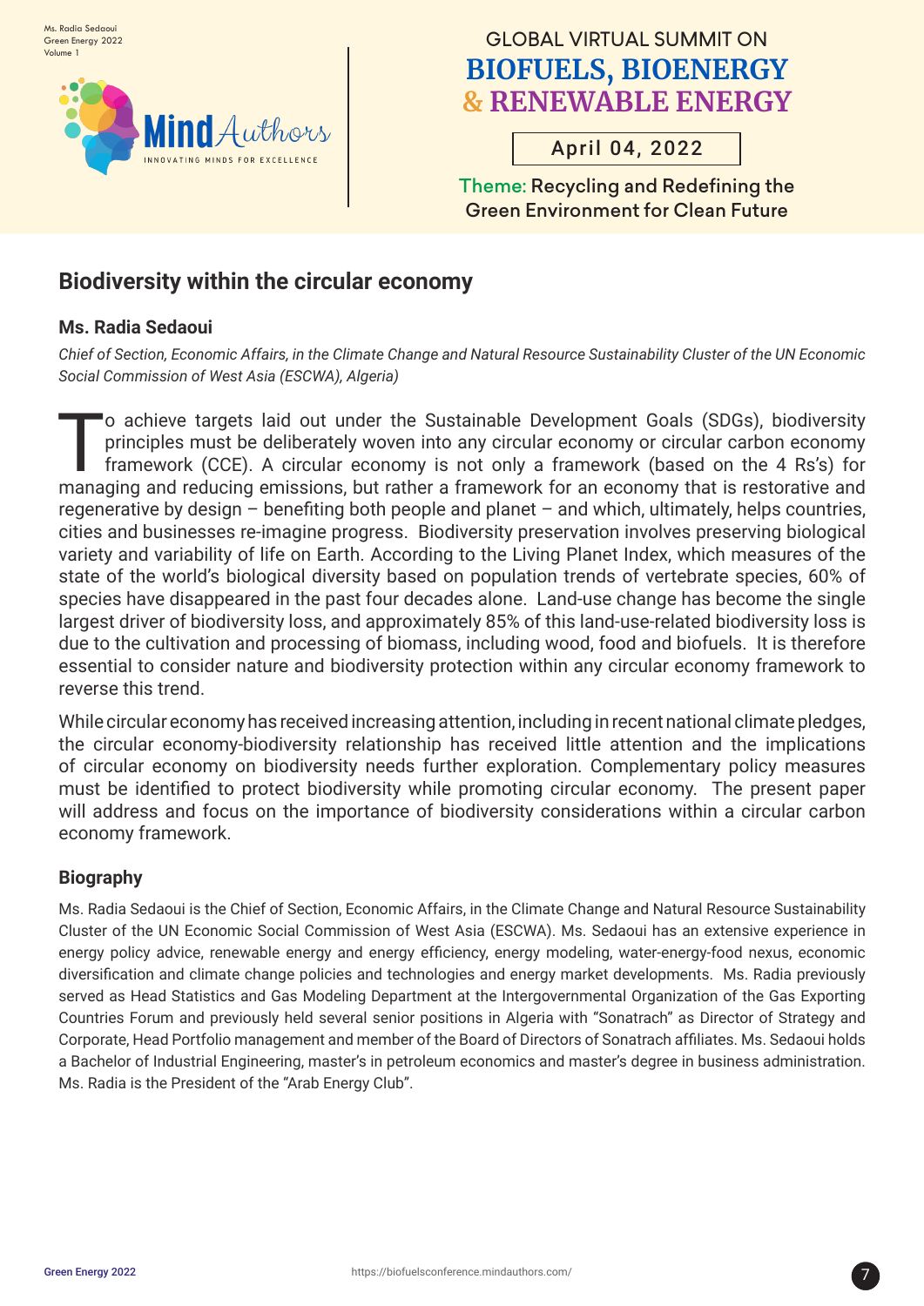## Biodiversity within the circular economy

### Ms. Radia Sedaoui

*Chief of Section, Economic Affairs, in the Climate Change and Natural Resource Sustainability Cluster of the UN Economic Social Commission of West Asia (ESCWA), Algeria)*

To achieve targets laid out under the Sustainable Development Goals (SDGs), biodiversity principles must be deliberately woven into any circular economy or circular carbon economy framework (CCE). A circular economy is not only a framework (based on the 4 Rs's) for managing and reducing emissions, but rather a framework for an economy that is restorative and regenerative by design – benefiting both people and planet – and which, ultimately, helps countries, cities and businesses re-imagine progress. Biodiversity preservation involves preserving biological variety and variability of life on Earth. According to the Living Planet Index, which measures of the state of the world's biological diversity based on population trends of vertebrate species, 60% of species have disappeared in the past four decades alone. Land-use change has become the single largest driver of biodiversity loss, and approximately 85% of this land-use-related biodiversity loss is due to the cultivation and processing of biomass, including wood, food and biofuels. It is therefore essential to consider nature and biodiversity protection within any circular economy framework to reverse this trend.

While circular economy has received increasing attention, including in recent national climate pledges, the circular economy-biodiversity relationship has received little attention and the implications of circular economy on biodiversity needs further exploration. Complementary policy measures must be identified to protect biodiversity while promoting circular economy. The present paper will address and focus on the importance of biodiversity considerations within a circular carbon economy framework.

### Biography

Ms. Radia Sedaoui is the Chief of Section, Economic Affairs, in the Climate Change and Natural Resource Sustainability Cluster of the UN Economic Social Commission of West Asia (ESCWA). Ms. Sedaoui has an extensive experience in energy policy advice, renewable energy and energy efficiency, energy modeling, water-energy-food nexus, economic diversification and climate change policies and technologies and energy market developments. Ms. Radia previously served as Head Statistics and Gas Modeling Department at the Intergovernmental Organization of the Gas Exporting Countries Forum and previously held several senior positions in Algeria with "Sonatrach" as Director of Strategy and Corporate, Head Portfolio management and member of the Board of Directors of Sonatrach affiliates. Ms. Sedaoui holds a Bachelor of Industrial Engineering, master's in petroleum economics and master's degree in business administration. Ms. Radia is the President of the "Arab Energy Club".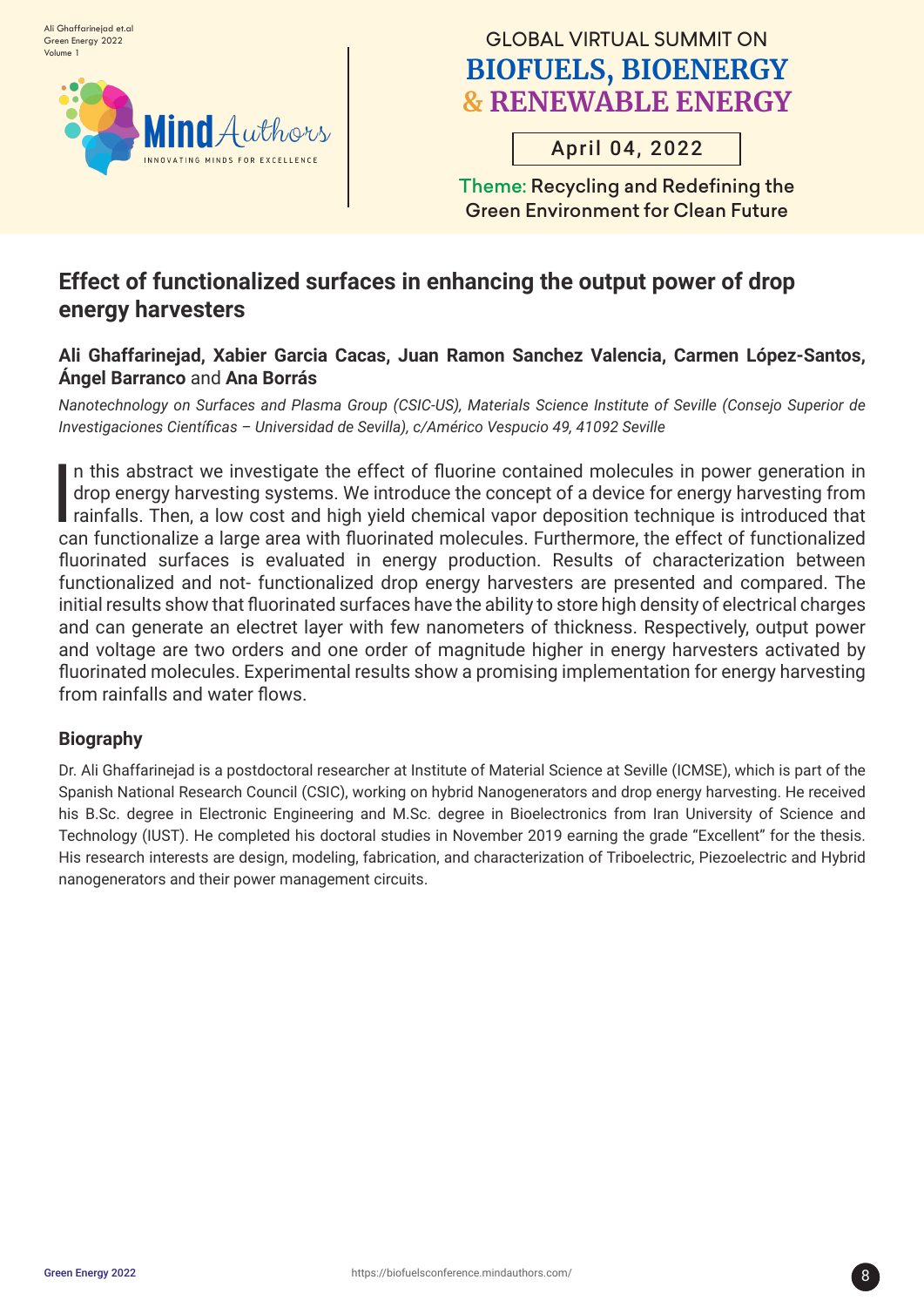# Effect of functionalized surfaces in enhancing the output power of drop energy harvesters

**Ali Ghaffarinejad, Xabier Garcia Cacas, Juan Ramon Sanchez Valencia, Carmen López-Santos, Ángel Barranco** and **Ana Borrás**

*Nanotechnology on Surfaces and Plasma Group (CSIC-US), Materials Science Institute of Seville (Consejo Superior de Investigaciones Científicas – Universidad de Sevilla), c/Américo Vespucio 49, 41092 Seville*

In this abstract we investigate the effect of fluorine contained molecules in power generation in drop energy harvesting systems. We introduce the concept of a device for energy harvesting from rainfalls. Then, a low cost and high yield chemical vapor deposition technique is introduced that can functionalize a large area with fluorinated molecules. Furthermore, the effect of functionalized fluorinated surfaces is evaluated in energy production. Results of characterization between functionalized and not- functionalized drop energy harvesters are presented and compared. The initial results show that fluorinated surfaces have the ability to store high density of electrical charges and can generate an electret layer with few nanometers of thickness. Respectively, output power and voltage are two orders and one order of magnitude higher in energy harvesters activated by fluorinated molecules. Experimental results show a promising implementation for energy harvesting from rainfalls and water flows.

### Biography

Dr. Ali Ghaffarinejad is a postdoctoral researcher at Institute of Material Science at Seville (ICMSE), which is part of the Spanish National Research Council (CSIC), working on hybrid Nanogenerators and drop energy harvesting. He received his B.Sc. degree in Electronic Engineering and M.Sc. degree in Bioelectronics from Iran University of Science and Technology (IUST). He completed his doctoral studies in November 2019 earning the grade "Excellent" for the thesis. His research interests are design, modeling, fabrication, and characterization of Triboelectric, Piezoelectric and Hybrid nanogenerators and their power management circuits.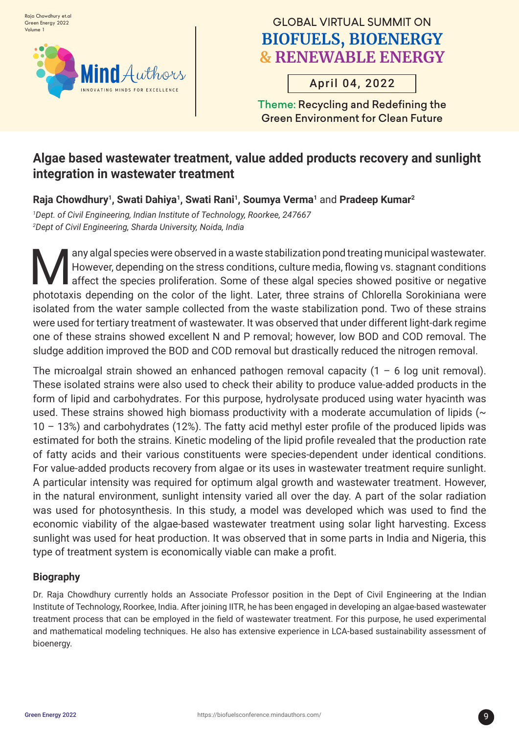## Algae based wastewater treatment, value added products recovery and sunlight integration in wastewater treatment

**Raja Chowdhury**[1], **Swati Dahiya**[1], **Swati Rani**[1], **Soumya Verma**[1] and **Pradeep Kumar**[2]

*[1]Dept. of Civil Engineering, Indian Institute of Technology, Roorkee, 247667*
*[2]Dept of Civil Engineering, Sharda University, Noida, India*

Many algal species were observed in a waste stabilization pond treating municipal wastewater. However, depending on the stress conditions, culture media, flowing vs. stagnant conditions affect the species proliferation. Some of these algal species showed positive or negative phototaxis depending on the color of the light. Later, three strains of Chlorella Sorokiniana were isolated from the water sample collected from the waste stabilization pond. Two of these strains were used for tertiary treatment of wastewater. It was observed that under different light-dark regime one of these strains showed excellent N and P removal; however, low BOD and COD removal. The sludge addition improved the BOD and COD removal but drastically reduced the nitrogen removal.

The microalgal strain showed an enhanced pathogen removal capacity (1 – 6 log unit removal). These isolated strains were also used to check their ability to produce value-added products in the form of lipid and carbohydrates. For this purpose, hydrolysate produced using water hyacinth was used. These strains showed high biomass productivity with a moderate accumulation of lipids (~ 10 – 13%) and carbohydrates (12%). The fatty acid methyl ester profile of the produced lipids was estimated for both the strains. Kinetic modeling of the lipid profile revealed that the production rate of fatty acids and their various constituents were species-dependent under identical conditions. For value-added products recovery from algae or its uses in wastewater treatment require sunlight. A particular intensity was required for optimum algal growth and wastewater treatment. However, in the natural environment, sunlight intensity varied all over the day. A part of the solar radiation was used for photosynthesis. In this study, a model was developed which was used to find the economic viability of the algae-based wastewater treatment using solar light harvesting. Excess sunlight was used for heat production. It was observed that in some parts in India and Nigeria, this type of treatment system is economically viable can make a profit.

### Biography

Dr. Raja Chowdhury currently holds an Associate Professor position in the Dept of Civil Engineering at the Indian Institute of Technology, Roorkee, India. After joining IITR, he has been engaged in developing an algae-based wastewater treatment process that can be employed in the field of wastewater treatment. For this purpose, he used experimental and mathematical modeling techniques. He also has extensive experience in LCA-based sustainability assessment of bioenergy.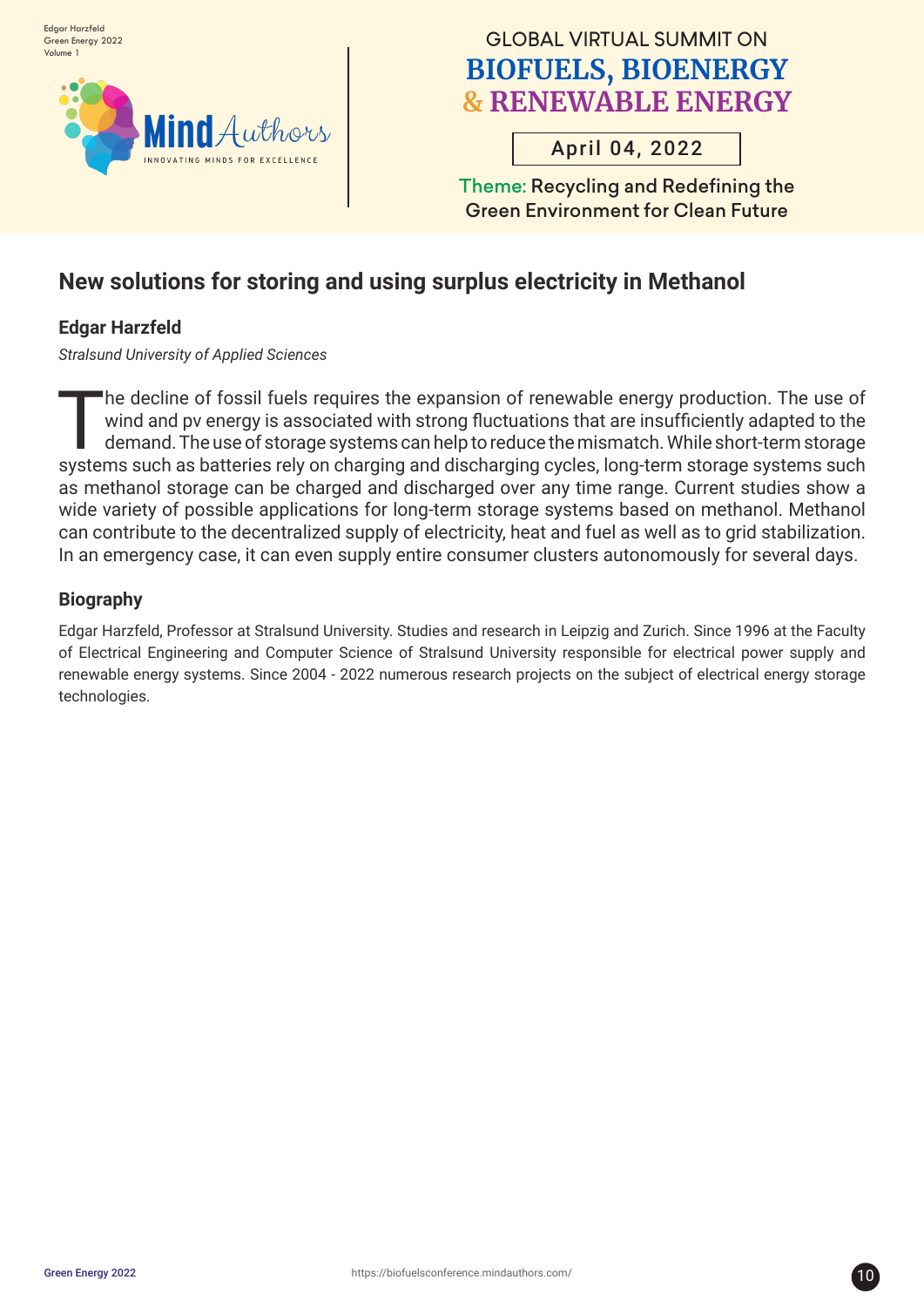# New solutions for storing and using surplus electricity in Methanol

**Edgar Harzfeld**

*Stralsund University of Applied Sciences*

The decline of fossil fuels requires the expansion of renewable energy production. The use of wind and pv energy is associated with strong fluctuations that are insufficiently adapted to the demand. The use of storage systems can help to reduce the mismatch. While short-term storage systems such as batteries rely on charging and discharging cycles, long-term storage systems such as methanol storage can be charged and discharged over any time range. Current studies show a wide variety of possible applications for long-term storage systems based on methanol. Methanol can contribute to the decentralized supply of electricity, heat and fuel as well as to grid stabilization. In an emergency case, it can even supply entire consumer clusters autonomously for several days.

## Biography

Edgar Harzfeld, Professor at Stralsund University. Studies and research in Leipzig and Zurich. Since 1996 at the Faculty of Electrical Engineering and Computer Science of Stralsund University responsible for electrical power supply and renewable energy systems. Since 2004 - 2022 numerous research projects on the subject of electrical energy storage technologies.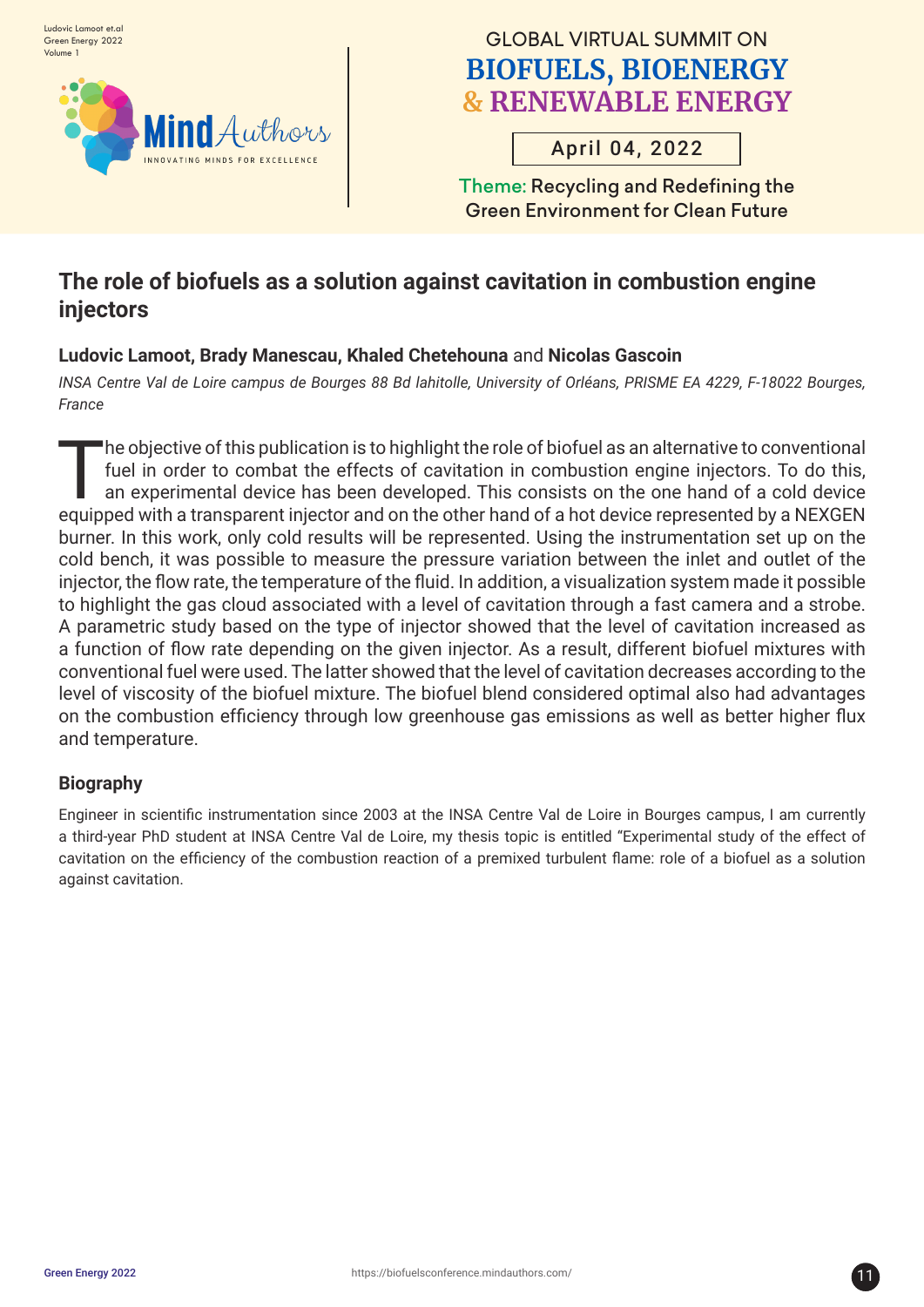# The role of biofuels as a solution against cavitation in combustion engine injectors

**Ludovic Lamoot, Brady Manescau, Khaled Chetehouna** and **Nicolas Gascoin**

*INSA Centre Val de Loire campus de Bourges 88 Bd lahitolle, University of Orléans, PRISME EA 4229, F-18022 Bourges, France*

The objective of this publication is to highlight the role of biofuel as an alternative to conventional fuel in order to combat the effects of cavitation in combustion engine injectors. To do this, an experimental device has been developed. This consists on the one hand of a cold device equipped with a transparent injector and on the other hand of a hot device represented by a NEXGEN burner. In this work, only cold results will be represented. Using the instrumentation set up on the cold bench, it was possible to measure the pressure variation between the inlet and outlet of the injector, the flow rate, the temperature of the fluid. In addition, a visualization system made it possible to highlight the gas cloud associated with a level of cavitation through a fast camera and a strobe. A parametric study based on the type of injector showed that the level of cavitation increased as a function of flow rate depending on the given injector. As a result, different biofuel mixtures with conventional fuel were used. The latter showed that the level of cavitation decreases according to the level of viscosity of the biofuel mixture. The biofuel blend considered optimal also had advantages on the combustion efficiency through low greenhouse gas emissions as well as better higher flux and temperature.

## Biography

Engineer in scientific instrumentation since 2003 at the INSA Centre Val de Loire in Bourges campus, I am currently a third-year PhD student at INSA Centre Val de Loire, my thesis topic is entitled "Experimental study of the effect of cavitation on the efficiency of the combustion reaction of a premixed turbulent flame: role of a biofuel as a solution against cavitation.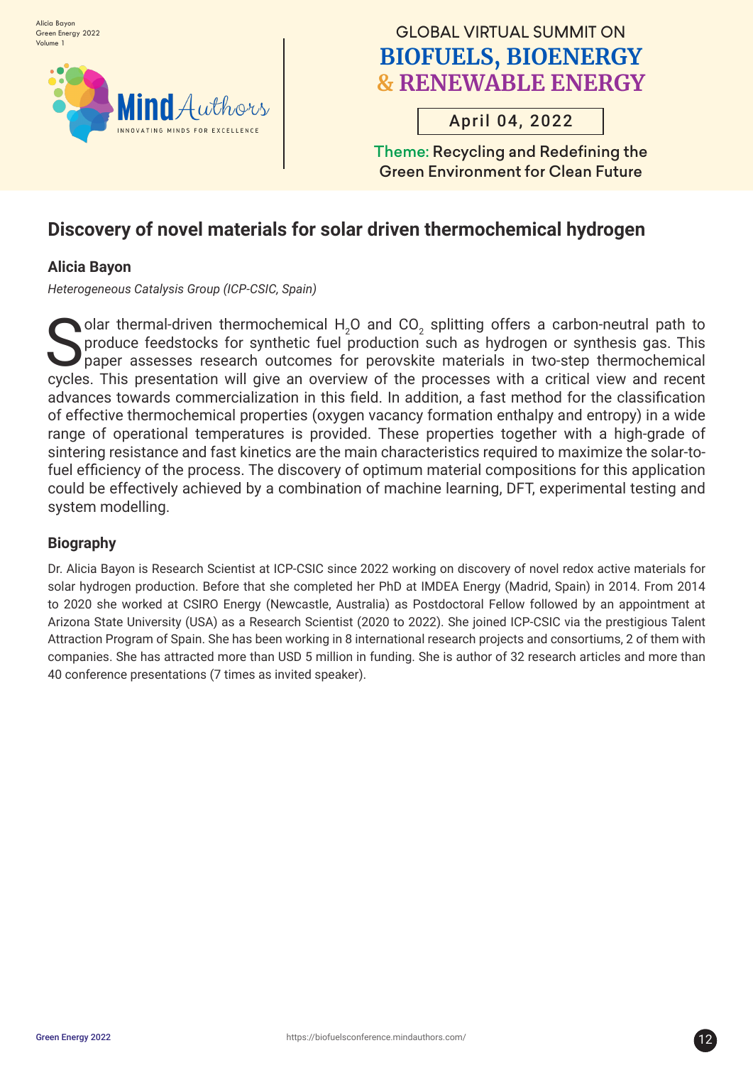# Discovery of novel materials for solar driven thermochemical hydrogen

**Alicia Bayon**

*Heterogeneous Catalysis Group (ICP-CSIC, Spain)*

Solar thermal-driven thermochemical $H_2O$ and $CO_2$ splitting offers a carbon-neutral path to produce feedstocks for synthetic fuel production such as hydrogen or synthesis gas. This paper assesses research outcomes for perovskite materials in two-step thermochemical cycles. This presentation will give an overview of the processes with a critical view and recent advances towards commercialization in this field. In addition, a fast method for the classification of effective thermochemical properties (oxygen vacancy formation enthalpy and entropy) in a wide range of operational temperatures is provided. These properties together with a high-grade of sintering resistance and fast kinetics are the main characteristics required to maximize the solar-to-fuel efficiency of the process. The discovery of optimum material compositions for this application could be effectively achieved by a combination of machine learning, DFT, experimental testing and system modelling.

## Biography

Dr. Alicia Bayon is Research Scientist at ICP-CSIC since 2022 working on discovery of novel redox active materials for solar hydrogen production. Before that she completed her PhD at IMDEA Energy (Madrid, Spain) in 2014. From 2014 to 2020 she worked at CSIRO Energy (Newcastle, Australia) as Postdoctoral Fellow followed by an appointment at Arizona State University (USA) as a Research Scientist (2020 to 2022). She joined ICP-CSIC via the prestigious Talent Attraction Program of Spain. She has been working in 8 international research projects and consortiums, 2 of them with companies. She has attracted more than USD 5 million in funding. She is author of 32 research articles and more than 40 conference presentations (7 times as invited speaker).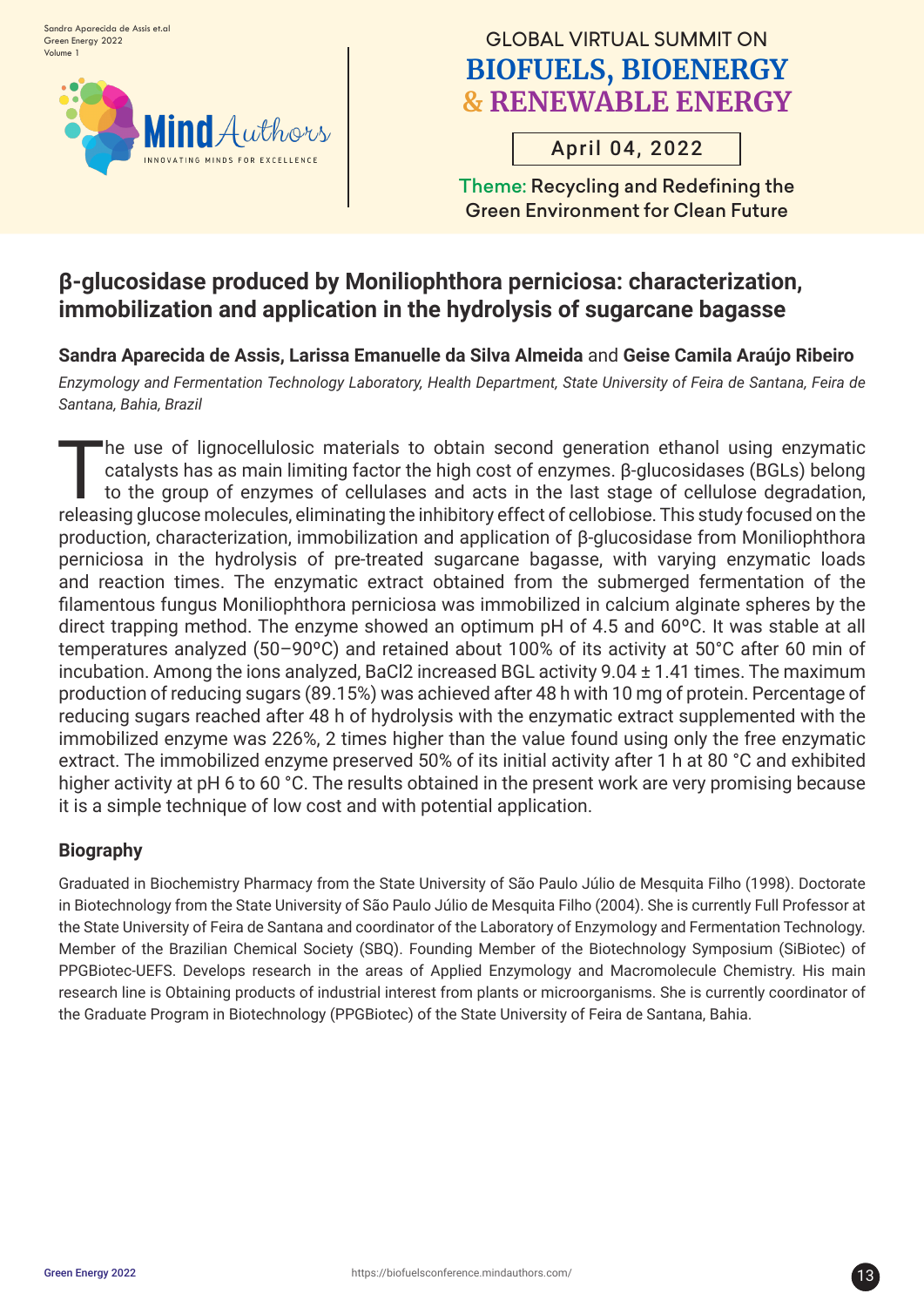# β-glucosidase produced by Moniliophthora perniciosa: characterization, immobilization and application in the hydrolysis of sugarcane bagasse

**Sandra Aparecida de Assis, Larissa Emanuelle da Silva Almeida** and **Geise Camila Araújo Ribeiro**

*Enzymology and Fermentation Technology Laboratory, Health Department, State University of Feira de Santana, Feira de Santana, Bahia, Brazil*

The use of lignocellulosic materials to obtain second generation ethanol using enzymatic catalysts has as main limiting factor the high cost of enzymes. β-glucosidases (BGLs) belong to the group of enzymes of cellulases and acts in the last stage of cellulose degradation, releasing glucose molecules, eliminating the inhibitory effect of cellobiose. This study focused on the production, characterization, immobilization and application of β-glucosidase from Moniliophthora perniciosa in the hydrolysis of pre-treated sugarcane bagasse, with varying enzymatic loads and reaction times. The enzymatic extract obtained from the submerged fermentation of the filamentous fungus Moniliophthora perniciosa was immobilized in calcium alginate spheres by the direct trapping method. The enzyme showed an optimum pH of 4.5 and 60ºC. It was stable at all temperatures analyzed (50–90ºC) and retained about 100% of its activity at 50°C after 60 min of incubation. Among the ions analyzed, $BaCl_2$ increased BGL activity 9.04 ± 1.41 times. The maximum production of reducing sugars (89.15%) was achieved after 48 h with 10 mg of protein. Percentage of reducing sugars reached after 48 h of hydrolysis with the enzymatic extract supplemented with the immobilized enzyme was 226%, 2 times higher than the value found using only the free enzymatic extract. The immobilized enzyme preserved 50% of its initial activity after 1 h at 80 °C and exhibited higher activity at pH 6 to 60 °C. The results obtained in the present work are very promising because it is a simple technique of low cost and with potential application.

## Biography

Graduated in Biochemistry Pharmacy from the State University of São Paulo Júlio de Mesquita Filho (1998). Doctorate in Biotechnology from the State University of São Paulo Júlio de Mesquita Filho (2004). She is currently Full Professor at the State University of Feira de Santana and coordinator of the Laboratory of Enzymology and Fermentation Technology. Member of the Brazilian Chemical Society (SBQ). Founding Member of the Biotechnology Symposium (SiBiotec) of PPGBiotec-UEFS. Develops research in the areas of Applied Enzymology and Macromolecule Chemistry. His main research line is Obtaining products of industrial interest from plants or microorganisms. She is currently coordinator of the Graduate Program in Biotechnology (PPGBiotec) of the State University of Feira de Santana, Bahia.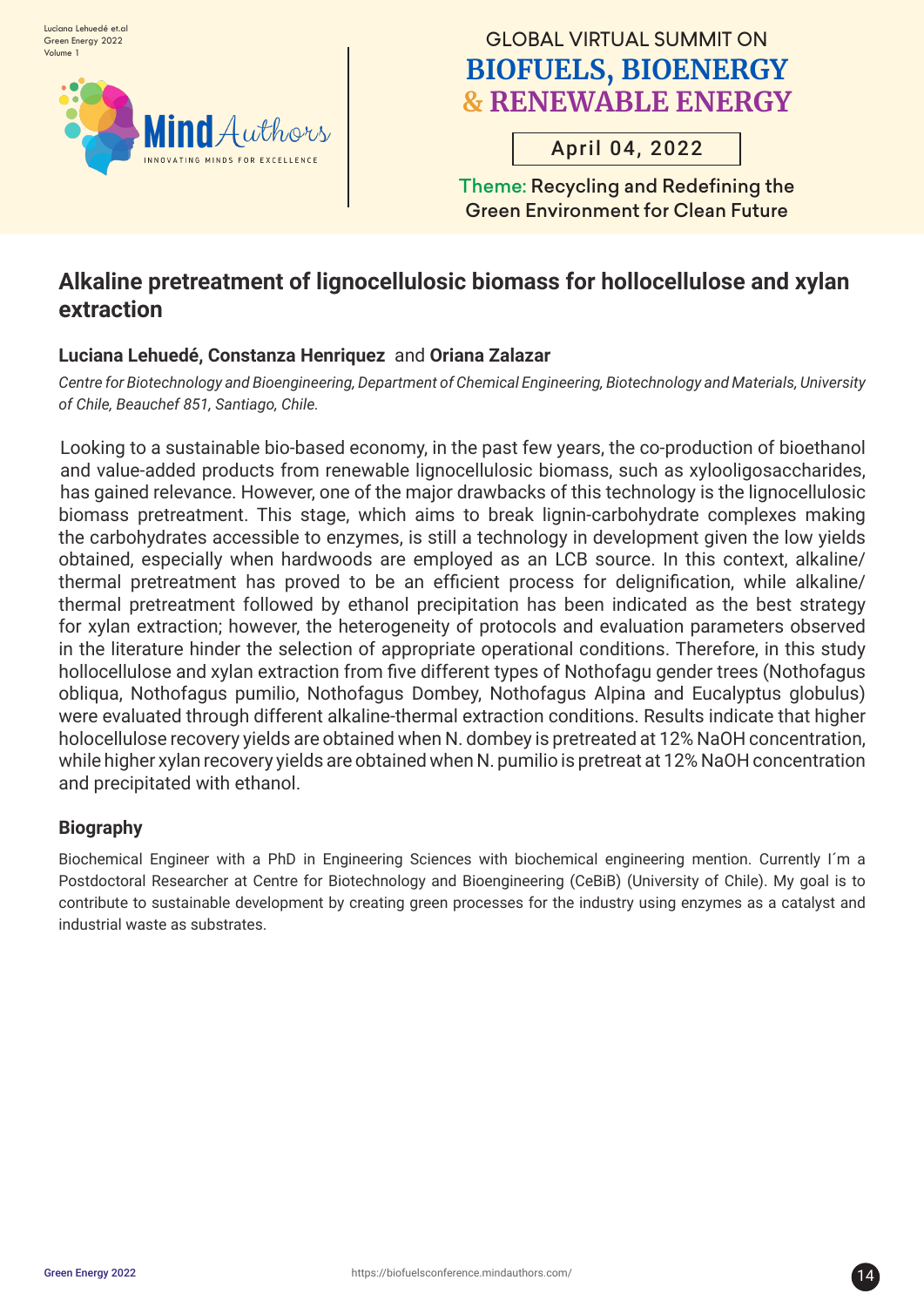## Alkaline pretreatment of lignocellulosic biomass for hollocellulose and xylan extraction

**Luciana Lehuedé, Constanza Henriquez** and **Oriana Zalazar**

*Centre for Biotechnology and Bioengineering, Department of Chemical Engineering, Biotechnology and Materials, University of Chile, Beauchef 851, Santiago, Chile.*

Looking to a sustainable bio-based economy, in the past few years, the co-production of bioethanol and value-added products from renewable lignocellulosic biomass, such as xylooligosaccharides, has gained relevance. However, one of the major drawbacks of this technology is the lignocellulosic biomass pretreatment. This stage, which aims to break lignin-carbohydrate complexes making the carbohydrates accessible to enzymes, is still a technology in development given the low yields obtained, especially when hardwoods are employed as an LCB source. In this context, alkaline/thermal pretreatment has proved to be an efficient process for delignification, while alkaline/thermal pretreatment followed by ethanol precipitation has been indicated as the best strategy for xylan extraction; however, the heterogeneity of protocols and evaluation parameters observed in the literature hinder the selection of appropriate operational conditions. Therefore, in this study hollocellulose and xylan extraction from five different types of Nothofagu gender trees (Nothofagus obliqua, Nothofagus pumilio, Nothofagus Dombey, Nothofagus Alpina and Eucalyptus globulus) were evaluated through different alkaline-thermal extraction conditions. Results indicate that higher holocellulose recovery yields are obtained when N. dombey is pretreated at 12% NaOH concentration, while higher xylan recovery yields are obtained when N. pumilio is pretreat at 12% NaOH concentration and precipitated with ethanol.

### Biography

Biochemical Engineer with a PhD in Engineering Sciences with biochemical engineering mention. Currently I´m a Postdoctoral Researcher at Centre for Biotechnology and Bioengineering (CeBiB) (University of Chile). My goal is to contribute to sustainable development by creating green processes for the industry using enzymes as a catalyst and industrial waste as substrates.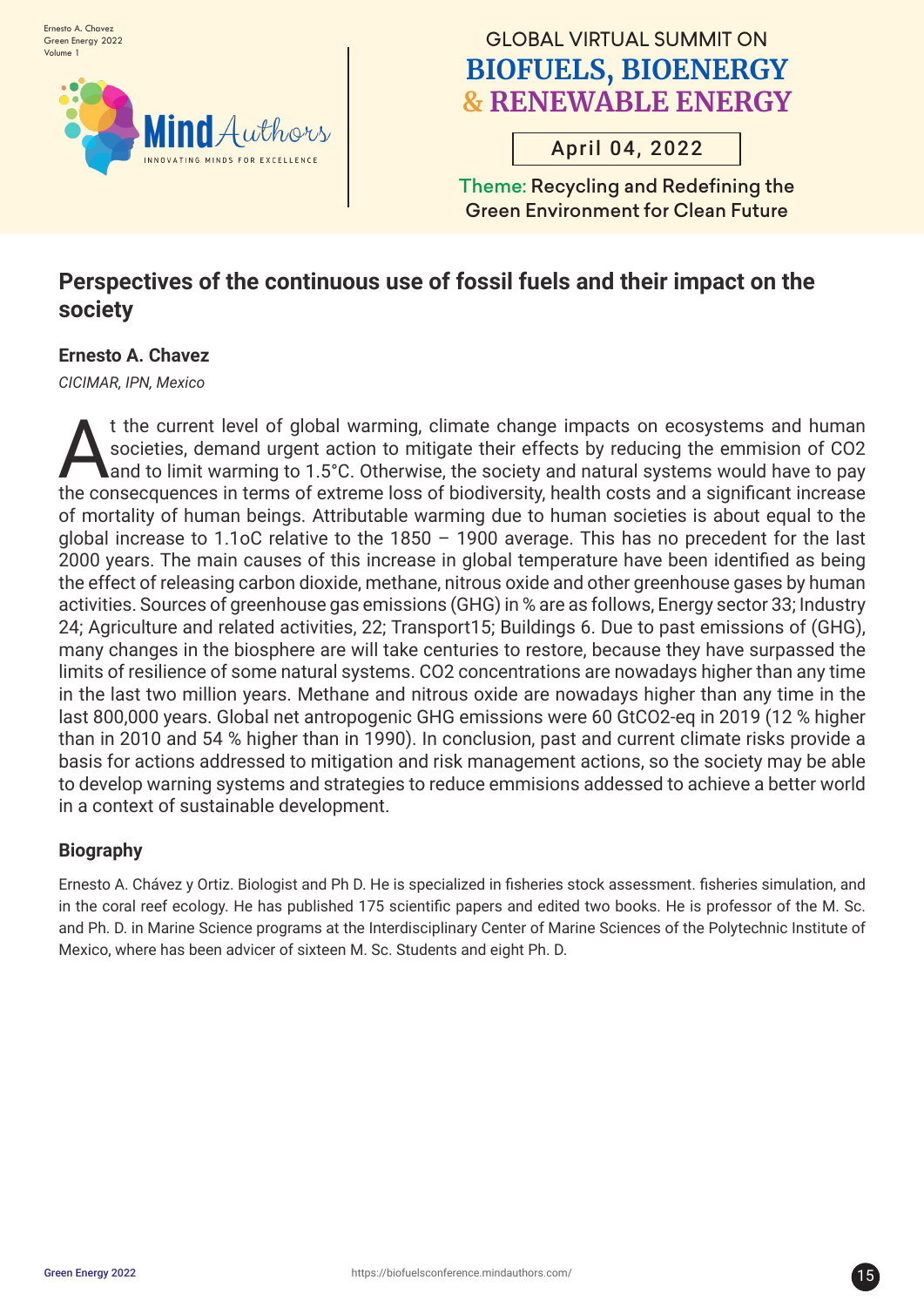# Perspectives of the continuous use of fossil fuels and their impact on the society

**Ernesto A. Chavez**

*CICIMAR, IPN, Mexico*

At the current level of global warming, climate change impacts on ecosystems and human societies, demand urgent action to mitigate their effects by reducing the emmision of $CO_2$ and to limit warming to 1.5°C. Otherwise, the society and natural systems would have to pay the consecquences in terms of extreme loss of biodiversity, health costs and a significant increase of mortality of human beings. Attributable warming due to human societies is about equal to the global increase to 1.1oC relative to the 1850 – 1900 average. This has no precedent for the last 2000 years. The main causes of this increase in global temperature have been identified as being the effect of releasing carbon dioxide, methane, nitrous oxide and other greenhouse gases by human activities. Sources of greenhouse gas emissions (GHG) in % are as follows, Energy sector 33; Industry 24; Agriculture and related activities, 22; Transport15; Buildings 6. Due to past emissions of (GHG), many changes in the biosphere are will take centuries to restore, because they have surpassed the limits of resilience of some natural systems. $CO_2$ concentrations are nowadays higher than any time in the last two million years. Methane and nitrous oxide are nowadays higher than any time in the last 800,000 years. Global net antropogenic GHG emissions were 60 $GtCO_2$-eq in 2019 (12 % higher than in 2010 and 54 % higher than in 1990). In conclusion, past and current climate risks provide a basis for actions addressed to mitigation and risk management actions, so the society may be able to develop warning systems and strategies to reduce emmisions addessed to achieve a better world in a context of sustainable development.

## Biography

Ernesto A. Chávez y Ortiz. Biologist and Ph D. He is specialized in fisheries stock assessment. fisheries simulation, and in the coral reef ecology. He has published 175 scientific papers and edited two books. He is professor of the M. Sc. and Ph. D. in Marine Science programs at the Interdisciplinary Center of Marine Sciences of the Polytechnic Institute of Mexico, where has been advicer of sixteen M. Sc. Students and eight Ph. D.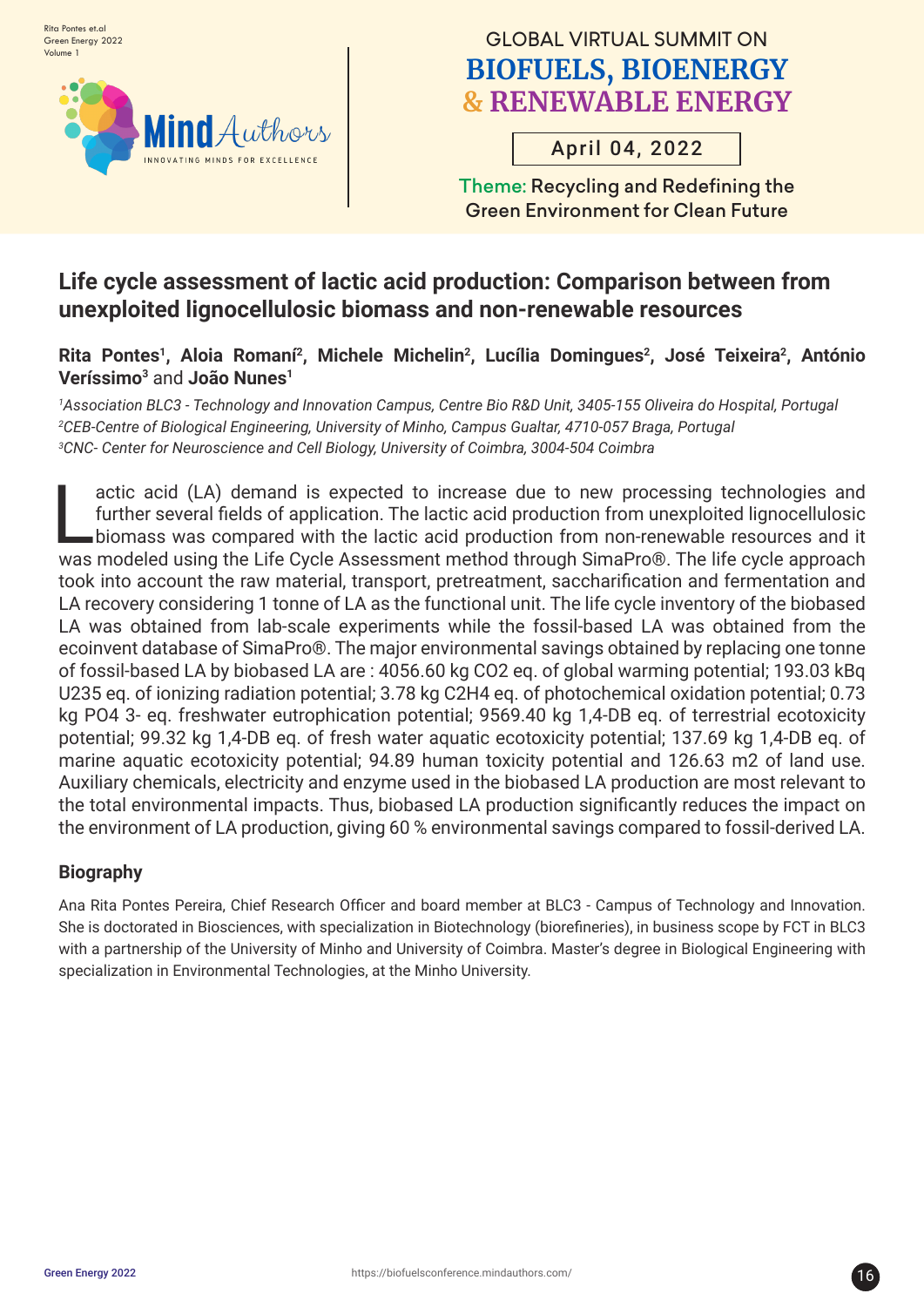# Life cycle assessment of lactic acid production: Comparison between from unexploited lignocellulosic biomass and non-renewable resources

**Rita Pontes**[1], **Aloia Romaní**[2], **Michele Michelin**[2], **Lucília Domingues**[2], **José Teixeira**[2], **António Veríssimo**[3] and **João Nunes**[1]

*[1]Association BLC3 - Technology and Innovation Campus, Centre Bio R&D Unit, 3405-155 Oliveira do Hospital, Portugal*
*[2]CEB-Centre of Biological Engineering, University of Minho, Campus Gualtar, 4710-057 Braga, Portugal*
*[3]CNC- Center for Neuroscience and Cell Biology, University of Coimbra, 3004-504 Coimbra*

Lactic acid (LA) demand is expected to increase due to new processing technologies and further several fields of application. The lactic acid production from unexploited lignocellulosic biomass was compared with the lactic acid production from non-renewable resources and it was modeled using the Life Cycle Assessment method through SimaPro®. The life cycle approach took into account the raw material, transport, pretreatment, saccharification and fermentation and LA recovery considering 1 tonne of LA as the functional unit. The life cycle inventory of the biobased LA was obtained from lab-scale experiments while the fossil-based LA was obtained from the ecoinvent database of SimaPro®. The major environmental savings obtained by replacing one tonne of fossil-based LA by biobased LA are : 4056.60 kg $CO_2$ eq. of global warming potential; 193.03 kBq U235 eq. of ionizing radiation potential; 3.78 kg $C_2H_4$ eq. of photochemical oxidation potential; 0.73 kg $PO_4^{3-}$ eq. freshwater eutrophication potential; 9569.40 kg 1,4-DB eq. of terrestrial ecotoxicity potential; 99.32 kg 1,4-DB eq. of fresh water aquatic ecotoxicity potential; 137.69 kg 1,4-DB eq. of marine aquatic ecotoxicity potential; 94.89 human toxicity potential and 126.63 $m^2$ of land use. Auxiliary chemicals, electricity and enzyme used in the biobased LA production are most relevant to the total environmental impacts. Thus, biobased LA production significantly reduces the impact on the environment of LA production, giving 60 % environmental savings compared to fossil-derived LA.

## Biography

Ana Rita Pontes Pereira, Chief Research Officer and board member at BLC3 - Campus of Technology and Innovation. She is doctorated in Biosciences, with specialization in Biotechnology (biorefineries), in business scope by FCT in BLC3 with a partnership of the University of Minho and University of Coimbra. Master's degree in Biological Engineering with specialization in Environmental Technologies, at the Minho University.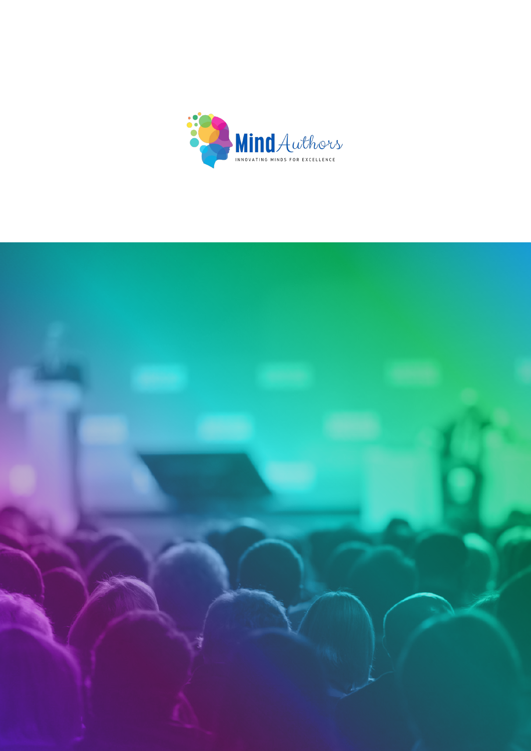Mind Authors

INNOVATING MINDS FOR EXCELLENCE